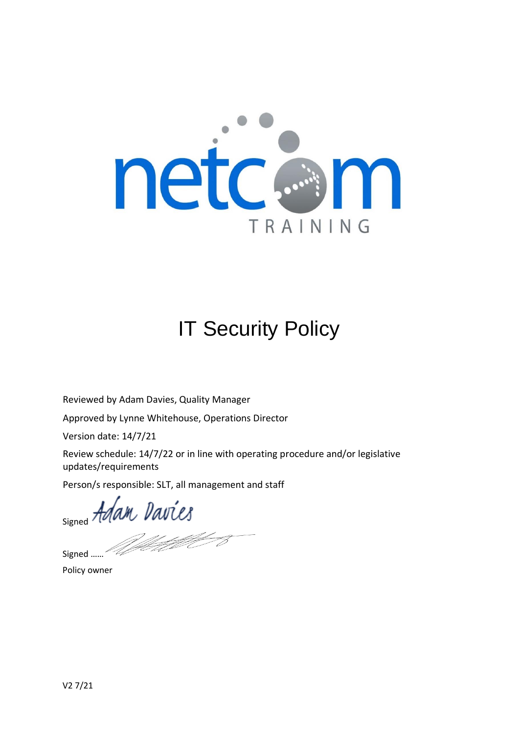# IT Security Policy

Reviewed by Adam Davies, Quality Manager

Approved by Lynne Whitehouse, Operations Director

Version date: 14/7/21

Review schedule: 14/7/22 or in line with operating procedure and/or legislative updates/requirements

Person/s responsible: SLT, all management and staff

Signed Adam Davies

Signed ……

Policy owner

V2 7/21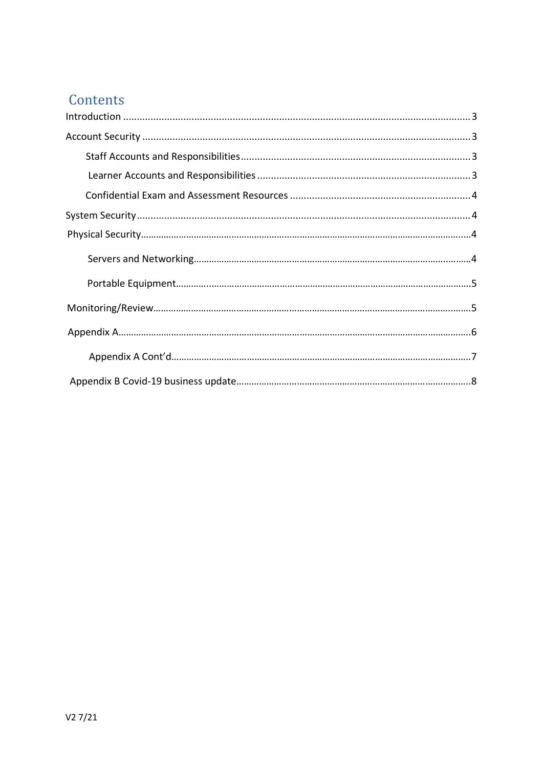# Contents

Introduction ........................................................ 3

Account Security ........................................................ 3

- Staff Accounts and Responsibilities ........................................................ 3
- Learner Accounts and Responsibilities ........................................................ 3
- Confidential Exam and Assessment Resources ........................................................ 4

System Security ........................................................ 4

Physical Security ........................................................ 4

- Servers and Networking ........................................................ 4
- Portable Equipment ........................................................ 5

Monitoring/Review ........................................................ 5

Appendix A ........................................................ 6

- Appendix A Cont'd ........................................................ 7

Appendix B Covid-19 business update ........................................................ 8

V2 7/21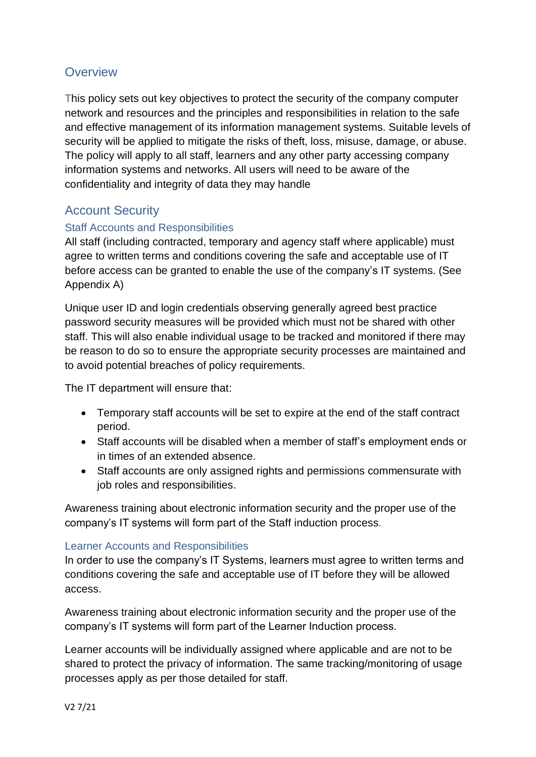## Overview

This policy sets out key objectives to protect the security of the company computer network and resources and the principles and responsibilities in relation to the safe and effective management of its information management systems. Suitable levels of security will be applied to mitigate the risks of theft, loss, misuse, damage, or abuse. The policy will apply to all staff, learners and any other party accessing company information systems and networks. All users will need to be aware of the confidentiality and integrity of data they may handle

## Account Security

### Staff Accounts and Responsibilities

All staff (including contracted, temporary and agency staff where applicable) must agree to written terms and conditions covering the safe and acceptable use of IT before access can be granted to enable the use of the company's IT systems. (See Appendix A)

Unique user ID and login credentials observing generally agreed best practice password security measures will be provided which must not be shared with other staff. This will also enable individual usage to be tracked and monitored if there may be reason to do so to ensure the appropriate security processes are maintained and to avoid potential breaches of policy requirements.

The IT department will ensure that:

- Temporary staff accounts will be set to expire at the end of the staff contract period.
- Staff accounts will be disabled when a member of staff's employment ends or in times of an extended absence.
- Staff accounts are only assigned rights and permissions commensurate with job roles and responsibilities.

Awareness training about electronic information security and the proper use of the company's IT systems will form part of the Staff induction process.

### Learner Accounts and Responsibilities

In order to use the company's IT Systems, learners must agree to written terms and conditions covering the safe and acceptable use of IT before they will be allowed access.

Awareness training about electronic information security and the proper use of the company's IT systems will form part of the Learner Induction process.

Learner accounts will be individually assigned where applicable and are not to be shared to protect the privacy of information. The same tracking/monitoring of usage processes apply as per those detailed for staff.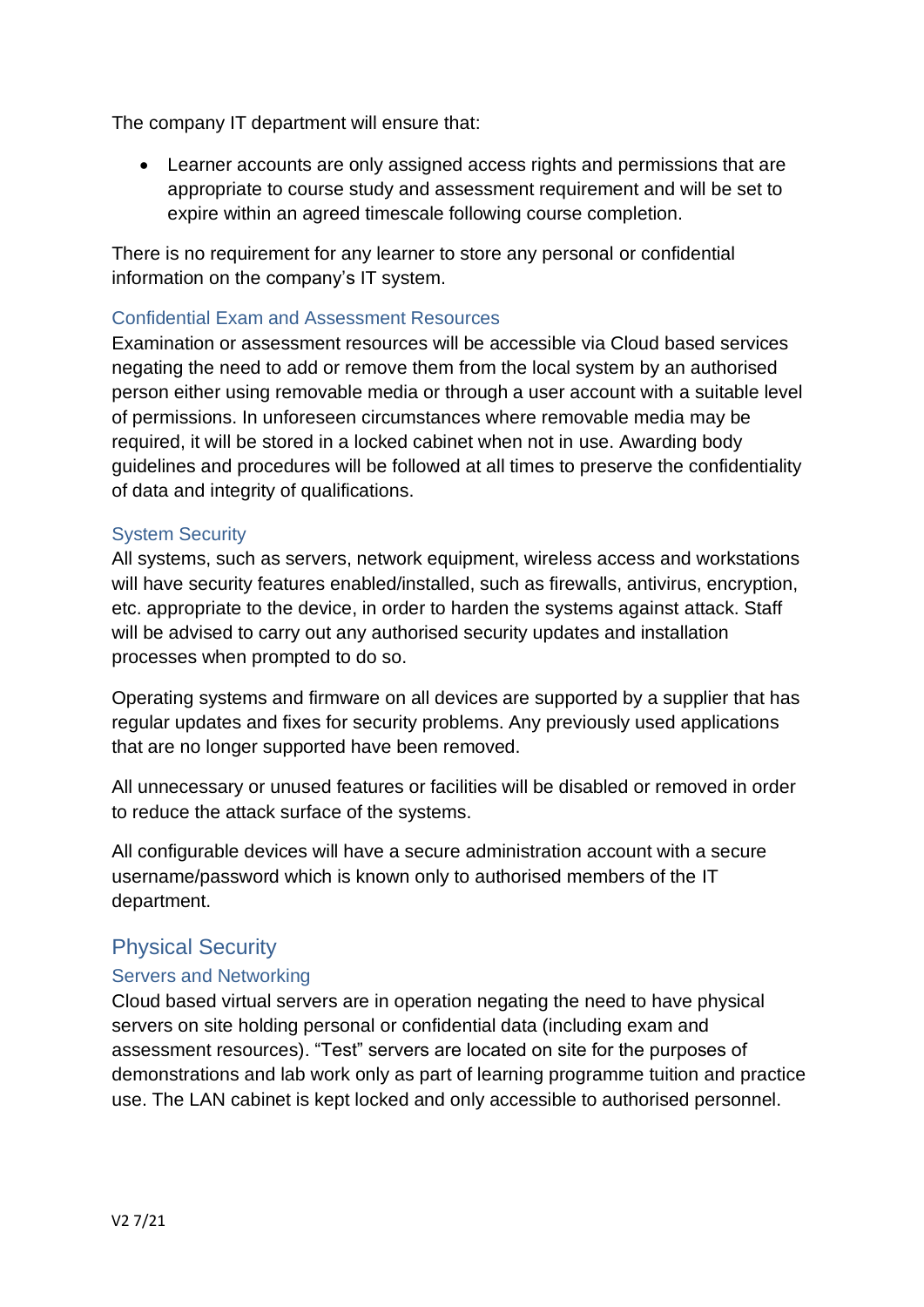The company IT department will ensure that:

- Learner accounts are only assigned access rights and permissions that are appropriate to course study and assessment requirement and will be set to expire within an agreed timescale following course completion.

There is no requirement for any learner to store any personal or confidential information on the company's IT system.

### Confidential Exam and Assessment Resources

Examination or assessment resources will be accessible via Cloud based services negating the need to add or remove them from the local system by an authorised person either using removable media or through a user account with a suitable level of permissions. In unforeseen circumstances where removable media may be required, it will be stored in a locked cabinet when not in use. Awarding body guidelines and procedures will be followed at all times to preserve the confidentiality of data and integrity of qualifications.

### System Security

All systems, such as servers, network equipment, wireless access and workstations will have security features enabled/installed, such as firewalls, antivirus, encryption, etc. appropriate to the device, in order to harden the systems against attack. Staff will be advised to carry out any authorised security updates and installation processes when prompted to do so.

Operating systems and firmware on all devices are supported by a supplier that has regular updates and fixes for security problems. Any previously used applications that are no longer supported have been removed.

All unnecessary or unused features or facilities will be disabled or removed in order to reduce the attack surface of the systems.

All configurable devices will have a secure administration account with a secure username/password which is known only to authorised members of the IT department.

## Physical Security

### Servers and Networking

Cloud based virtual servers are in operation negating the need to have physical servers on site holding personal or confidential data (including exam and assessment resources). "Test" servers are located on site for the purposes of demonstrations and lab work only as part of learning programme tuition and practice use. The LAN cabinet is kept locked and only accessible to authorised personnel.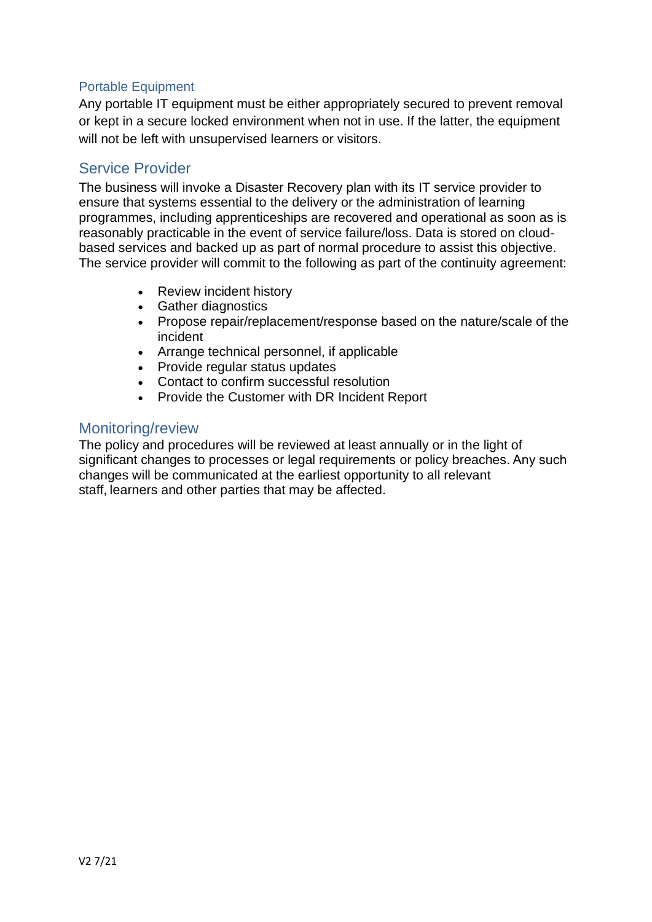### Portable Equipment

Any portable IT equipment must be either appropriately secured to prevent removal or kept in a secure locked environment when not in use. If the latter, the equipment will not be left with unsupervised learners or visitors.

## Service Provider

The business will invoke a Disaster Recovery plan with its IT service provider to ensure that systems essential to the delivery or the administration of learning programmes, including apprenticeships are recovered and operational as soon as is reasonably practicable in the event of service failure/loss. Data is stored on cloud-based services and backed up as part of normal procedure to assist this objective. The service provider will commit to the following as part of the continuity agreement:

- Review incident history
- Gather diagnostics
- Propose repair/replacement/response based on the nature/scale of the incident
- Arrange technical personnel, if applicable
- Provide regular status updates
- Contact to confirm successful resolution
- Provide the Customer with DR Incident Report

## Monitoring/review

The policy and procedures will be reviewed at least annually or in the light of significant changes to processes or legal requirements or policy breaches. Any such changes will be communicated at the earliest opportunity to all relevant staff, learners and other parties that may be affected.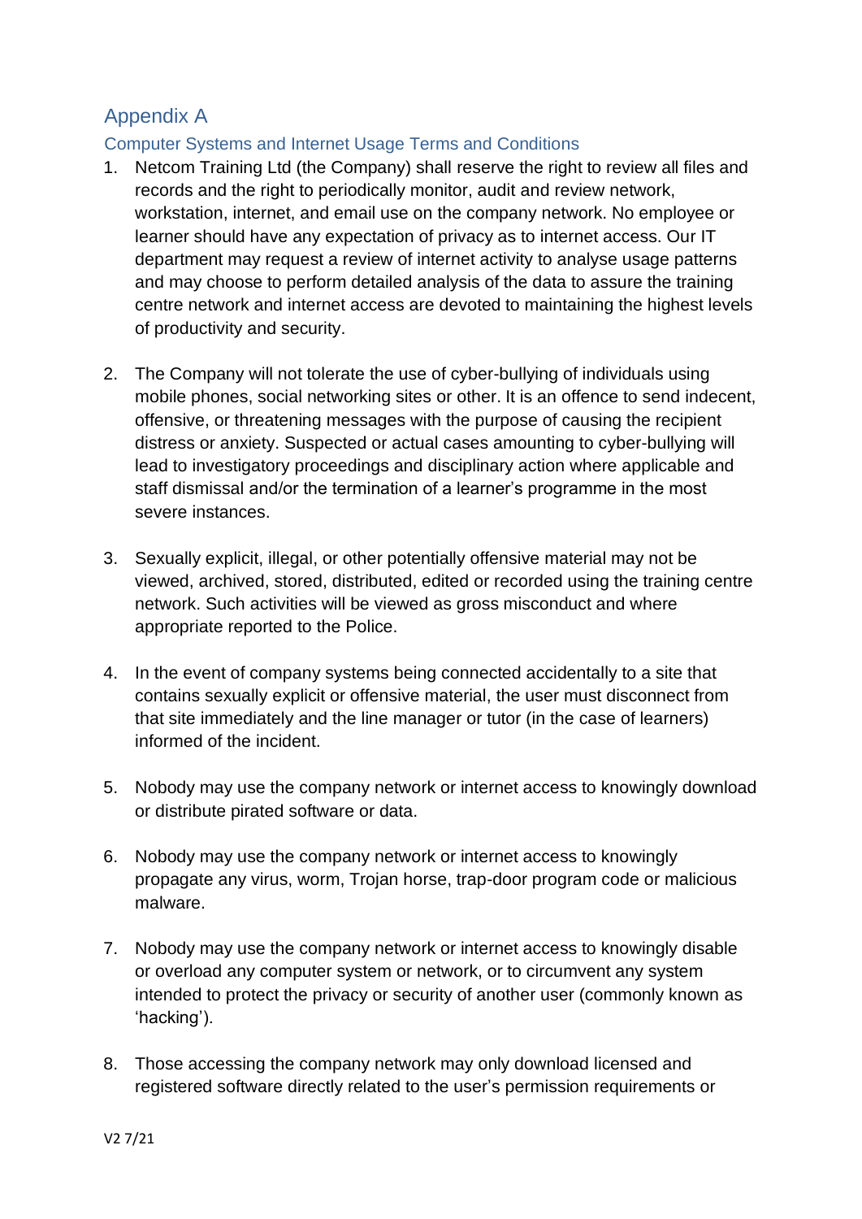## Appendix A

### Computer Systems and Internet Usage Terms and Conditions

1. Netcom Training Ltd (the Company) shall reserve the right to review all files and records and the right to periodically monitor, audit and review network, workstation, internet, and email use on the company network. No employee or learner should have any expectation of privacy as to internet access. Our IT department may request a review of internet activity to analyse usage patterns and may choose to perform detailed analysis of the data to assure the training centre network and internet access are devoted to maintaining the highest levels of productivity and security.

2. The Company will not tolerate the use of cyber-bullying of individuals using mobile phones, social networking sites or other. It is an offence to send indecent, offensive, or threatening messages with the purpose of causing the recipient distress or anxiety. Suspected or actual cases amounting to cyber-bullying will lead to investigatory proceedings and disciplinary action where applicable and staff dismissal and/or the termination of a learner's programme in the most severe instances.

3. Sexually explicit, illegal, or other potentially offensive material may not be viewed, archived, stored, distributed, edited or recorded using the training centre network. Such activities will be viewed as gross misconduct and where appropriate reported to the Police.

4. In the event of company systems being connected accidentally to a site that contains sexually explicit or offensive material, the user must disconnect from that site immediately and the line manager or tutor (in the case of learners) informed of the incident.

5. Nobody may use the company network or internet access to knowingly download or distribute pirated software or data.

6. Nobody may use the company network or internet access to knowingly propagate any virus, worm, Trojan horse, trap-door program code or malicious malware.

7. Nobody may use the company network or internet access to knowingly disable or overload any computer system or network, or to circumvent any system intended to protect the privacy or security of another user (commonly known as 'hacking').

8. Those accessing the company network may only download licensed and registered software directly related to the user's permission requirements or

V2 7/21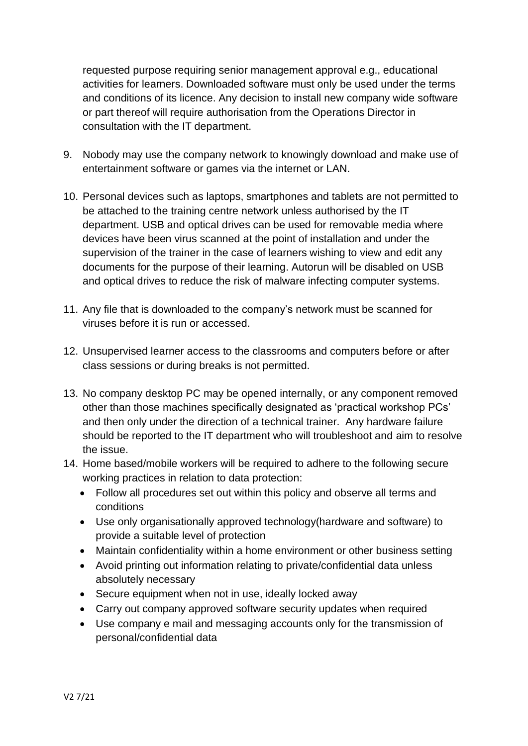requested purpose requiring senior management approval e.g., educational activities for learners. Downloaded software must only be used under the terms and conditions of its licence. Any decision to install new company wide software or part thereof will require authorisation from the Operations Director in consultation with the IT department.

9. Nobody may use the company network to knowingly download and make use of entertainment software or games via the internet or LAN.

10. Personal devices such as laptops, smartphones and tablets are not permitted to be attached to the training centre network unless authorised by the IT department. USB and optical drives can be used for removable media where devices have been virus scanned at the point of installation and under the supervision of the trainer in the case of learners wishing to view and edit any documents for the purpose of their learning. Autorun will be disabled on USB and optical drives to reduce the risk of malware infecting computer systems.

11. Any file that is downloaded to the company's network must be scanned for viruses before it is run or accessed.

12. Unsupervised learner access to the classrooms and computers before or after class sessions or during breaks is not permitted.

13. No company desktop PC may be opened internally, or any component removed other than those machines specifically designated as 'practical workshop PCs' and then only under the direction of a technical trainer. Any hardware failure should be reported to the IT department who will troubleshoot and aim to resolve the issue.

14. Home based/mobile workers will be required to adhere to the following secure working practices in relation to data protection:
    - Follow all procedures set out within this policy and observe all terms and conditions
    - Use only organisationally approved technology(hardware and software) to provide a suitable level of protection
    - Maintain confidentiality within a home environment or other business setting
    - Avoid printing out information relating to private/confidential data unless absolutely necessary
    - Secure equipment when not in use, ideally locked away
    - Carry out company approved software security updates when required
    - Use company e mail and messaging accounts only for the transmission of personal/confidential data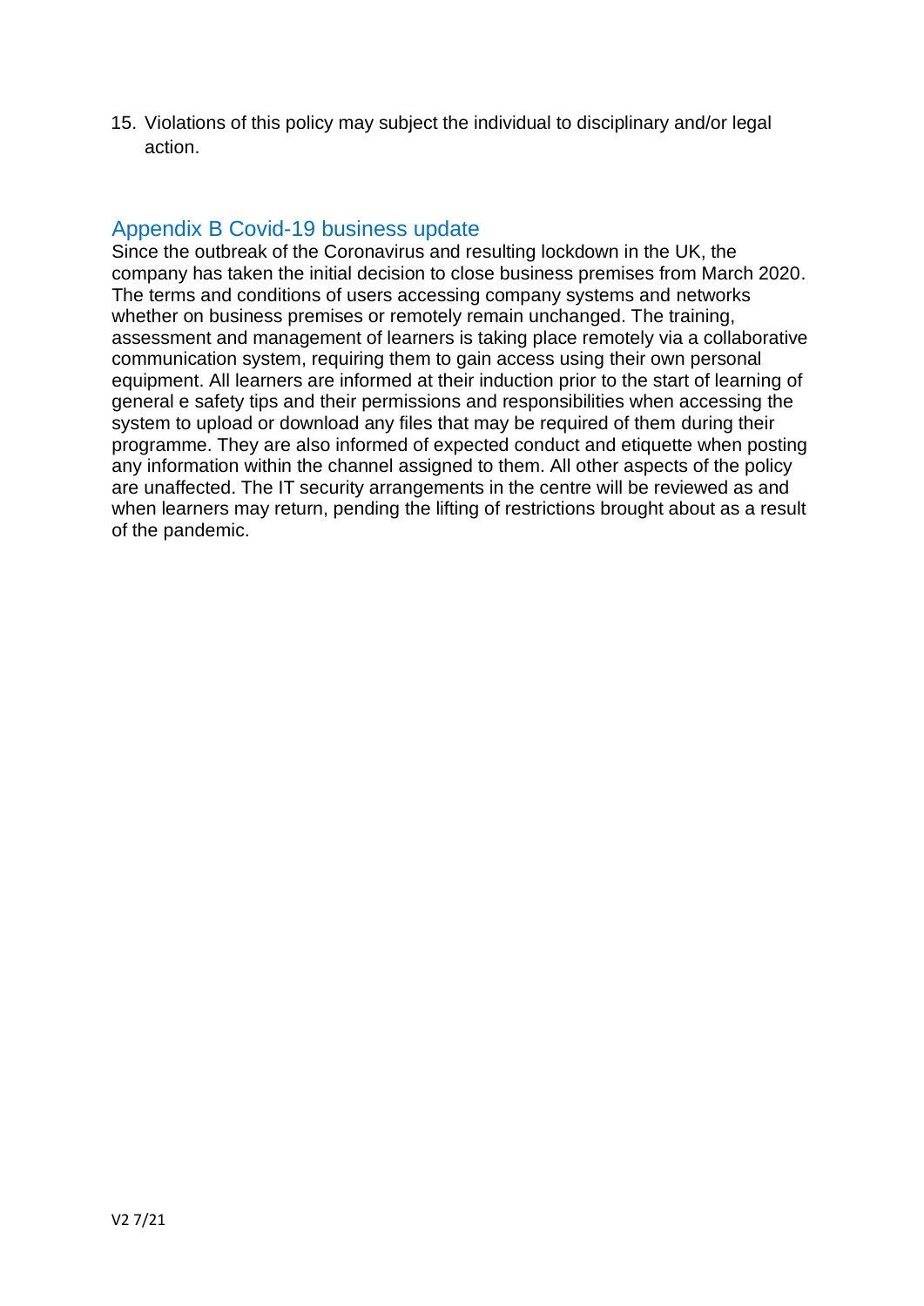15. Violations of this policy may subject the individual to disciplinary and/or legal action.

## Appendix B Covid-19 business update

Since the outbreak of the Coronavirus and resulting lockdown in the UK, the company has taken the initial decision to close business premises from March 2020. The terms and conditions of users accessing company systems and networks whether on business premises or remotely remain unchanged. The training, assessment and management of learners is taking place remotely via a collaborative communication system, requiring them to gain access using their own personal equipment. All learners are informed at their induction prior to the start of learning of general e safety tips and their permissions and responsibilities when accessing the system to upload or download any files that may be required of them during their programme. They are also informed of expected conduct and etiquette when posting any information within the channel assigned to them. All other aspects of the policy are unaffected. The IT security arrangements in the centre will be reviewed as and when learners may return, pending the lifting of restrictions brought about as a result of the pandemic.